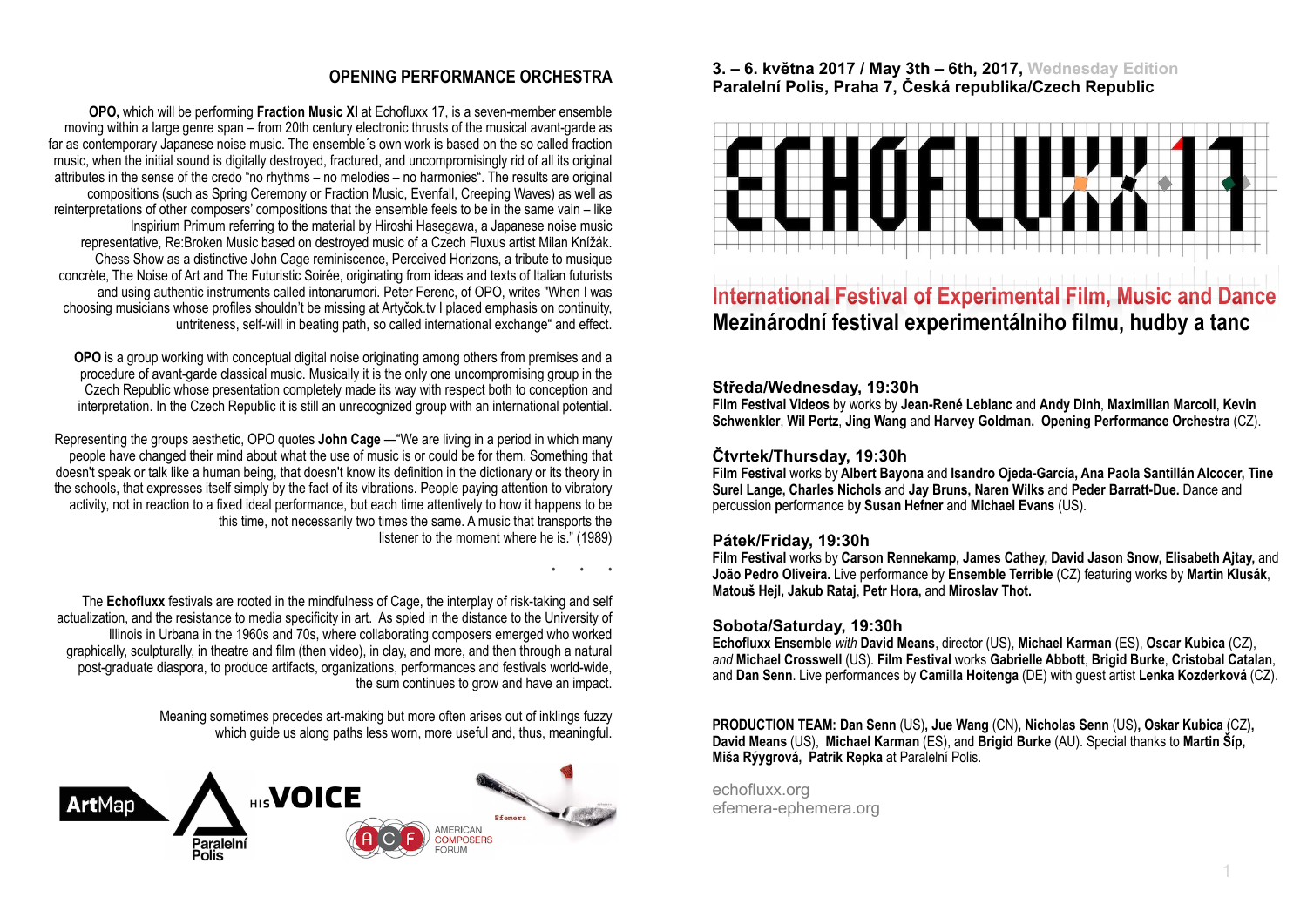## OPENING PERFORMANCE ORCHESTRA

**OPO,** which will be performing **Fraction Music XI** at Echofluxx 17, is a seven-member ensemble moving within a large genre span – from 20th century electronic thrusts of the musical avant-garde as far as contemporary Japanese noise music. The ensemble´s own work is based on the so called fraction music, when the initial sound is digitally destroyed, fractured, and uncompromisingly rid of all its original attributes in the sense of the credo "no rhythms – no melodies – no harmonies". The results are original compositions (such as Spring Ceremony or Fraction Music, Evenfall, Creeping Waves) as well as reinterpretations of other composers' compositions that the ensemble feels to be in the same vain – like Inspirium Primum referring to the material by Hiroshi Hasegawa, a Japanese noise music representative, Re:Broken Music based on destroyed music of a Czech Fluxus artist Milan Knížák. Chess Show as a distinctive John Cage reminiscence, Perceived Horizons, a tribute to musique concrète, The Noise of Art and The Futuristic Soirée, originating from ideas and texts of Italian futurists and using authentic instruments called intonarumori. Peter Ferenc, of OPO, writes "When I was choosing musicians whose profiles shouldn't be missing at Artyčok.tv I placed emphasis on continuity, untriteness, self-will in beating path, so called international exchange" and effect.

**OPO** is a group working with conceptual digital noise originating among others from premises and a procedure of avant-garde classical music. Musically it is the only one uncompromising group in the Czech Republic whose presentation completely made its way with respect both to conception and interpretation. In the Czech Republic it is still an unrecognized group with an international potential.

Representing the groups aesthetic, OPO quotes **John Cage** —"We are living in a period in which many people have changed their mind about what the use of music is or could be for them. Something that doesn't speak or talk like a human being, that doesn't know its definition in the dictionary or its theory in the schools, that expresses itself simply by the fact of its vibrations. People paying attention to vibratory activity, not in reaction to a fixed ideal performance, but each time attentively to how it happens to be this time, not necessarily two times the same. A music that transports the listener to the moment where he is." (1989)

. . .

The **Echofluxx** festivals are rooted in the mindfulness of Cage, the interplay of risk-taking and self actualization, and the resistance to media specificity in art. As spied in the distance to the University of Illinois in Urbana in the 1960s and 70s, where collaborating composers emerged who worked graphically, sculpturally, in theatre and film (then video), in clay, and more, and then through a natural post-graduate diaspora, to produce artifacts, organizations, performances and festivals world-wide, the sum continues to grow and have an impact.

Meaning sometimes precedes art-making but more often arises out of inklings fuzzy which guide us along paths less worn, more useful and, thus, meaningful.

ArtMap · Paralelní Polis · HIS VOICE · ACF American Composers Forum · Efemera

**3. – 6. května 2017 / May 3th – 6th, 2017,** Wednesday Edition
**Paralelní Polis, Praha 7, Česká republika/Czech Republic**

# ECHOFLUXX 17

## International Festival of Experimental Film, Music and Dance
## Mezinárodní festival experimentálniho filmu, hudby a tanc

### Středa/Wednesday, 19:30h
**Film Festival Videos** by works by **Jean-René Leblanc** and **Andy Dinh**, **Maximilian Marcoll**, **Kevin Schwenkler**, **Wil Pertz**, **Jing Wang** and **Harvey Goldman. Opening Performance Orchestra** (CZ).

### Čtvrtek/Thursday, 19:30h
**Film Festival** works by **Albert Bayona** and **Isandro Ojeda-García, Ana Paola Santillán Alcocer, Tine Surel Lange, Charles Nichols** and **Jay Bruns, Naren Wilks** and **Peder Barratt-Due.** Dance and percussion **p**erformance b**y Susan Hefner** and **Michael Evans** (US).

### Pátek/Friday, 19:30h
**Film Festival** works by **Carson Rennekamp, James Cathey, David Jason Snow, Elisabeth Ajtay,** and **João Pedro Oliveira.** Live performance by **Ensemble Terrible** (CZ) featuring works by **Martin Klusák**, **Matouš Hejl, Jakub Rataj**, **Petr Hora,** and **Miroslav Thot.**

### Sobota/Saturday, 19:30h
**Echofluxx Ensemble** *with* **David Means**, director (US), **Michael Karman** (ES), **Oscar Kubica** (CZ), *and* **Michael Crosswell** (US). **Film Festival** works **Gabrielle Abbott**, **Brigid Burke**, **Cristobal Catalan**, and **Dan Senn**. Live performances by **Camilla Hoitenga** (DE) with guest artist **Lenka Kozderková** (CZ).

**PRODUCTION TEAM: Dan Senn** (US)**, Jue Wang** (CN)**, Nicholas Senn** (US)**, Oskar Kubica** (CZ)**, David Means** (US), **Michael Karman** (ES), and **Brigid Burke** (AU). Special thanks to **Martin Šíp, Miša Rýygrová, Patrik Repka** at Paralelní Polis.

echofluxx.org
efemera-ephemera.org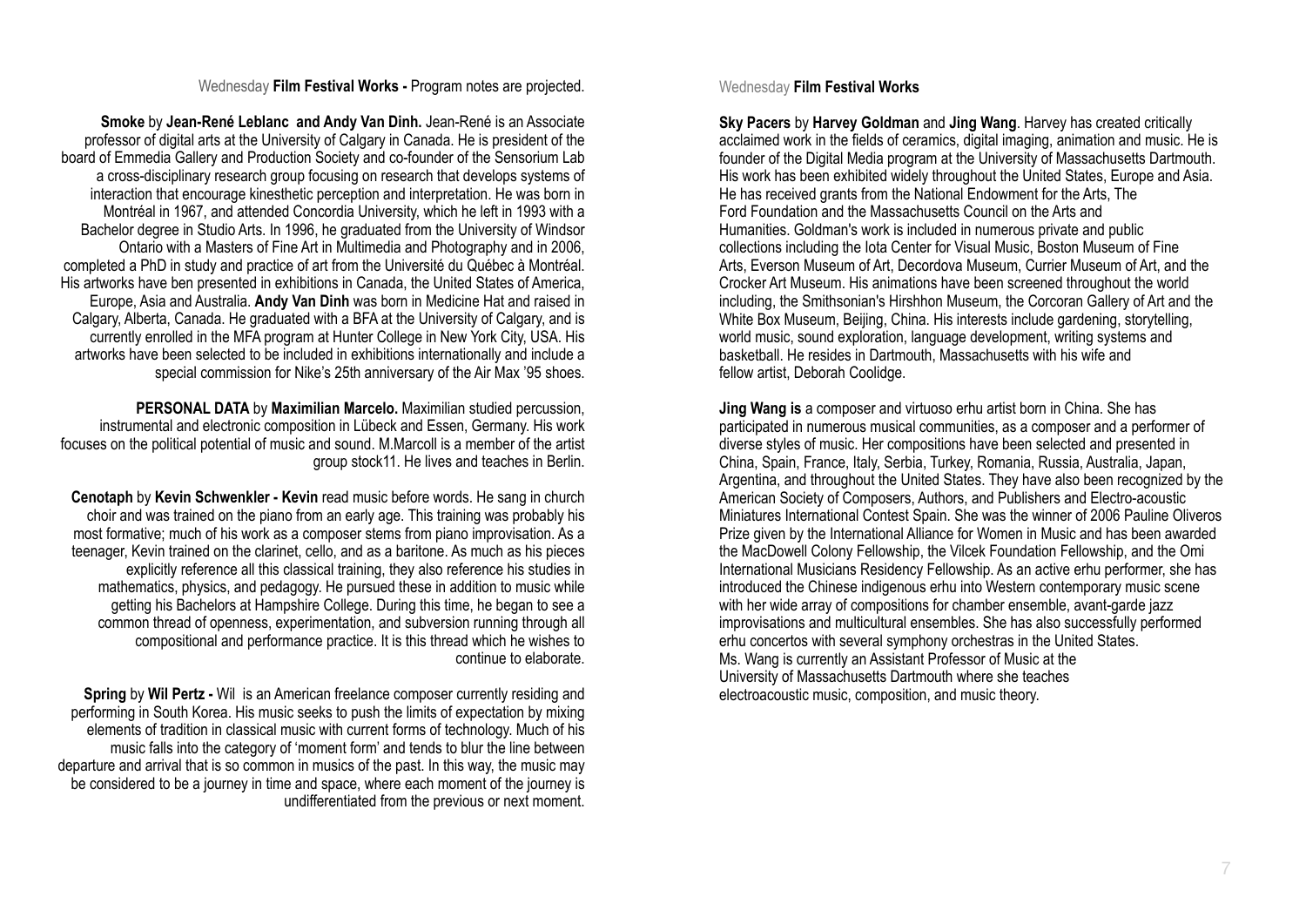## Wednesday **Film Festival Works -** Program notes are projected.

**Smoke** by **Jean-René Leblanc and Andy Van Dinh.** Jean-René is an Associate professor of digital arts at the University of Calgary in Canada. He is president of the board of Emmedia Gallery and Production Society and co-founder of the Sensorium Lab a cross-disciplinary research group focusing on research that develops systems of interaction that encourage kinesthetic perception and interpretation. He was born in Montréal in 1967, and attended Concordia University, which he left in 1993 with a Bachelor degree in Studio Arts. In 1996, he graduated from the University of Windsor Ontario with a Masters of Fine Art in Multimedia and Photography and in 2006, completed a PhD in study and practice of art from the Université du Québec à Montréal. His artworks have ben presented in exhibitions in Canada, the United States of America, Europe, Asia and Australia. **Andy Van Dinh** was born in Medicine Hat and raised in Calgary, Alberta, Canada. He graduated with a BFA at the University of Calgary, and is currently enrolled in the MFA program at Hunter College in New York City, USA. His artworks have been selected to be included in exhibitions internationally and include a special commission for Nike's 25th anniversary of the Air Max '95 shoes.

**PERSONAL DATA** by **Maximilian Marcelo.** Maximilian studied percussion, instrumental and electronic composition in Lübeck and Essen, Germany. His work focuses on the political potential of music and sound. M.Marcoll is a member of the artist group stock11. He lives and teaches in Berlin.

**Cenotaph** by **Kevin Schwenkler - Kevin** read music before words. He sang in church choir and was trained on the piano from an early age. This training was probably his most formative; much of his work as a composer stems from piano improvisation. As a teenager, Kevin trained on the clarinet, cello, and as a baritone. As much as his pieces explicitly reference all this classical training, they also reference his studies in mathematics, physics, and pedagogy. He pursued these in addition to music while getting his Bachelors at Hampshire College. During this time, he began to see a common thread of openness, experimentation, and subversion running through all compositional and performance practice. It is this thread which he wishes to continue to elaborate.

**Spring** by **Wil Pertz -** Wil is an American freelance composer currently residing and performing in South Korea. His music seeks to push the limits of expectation by mixing elements of tradition in classical music with current forms of technology. Much of his music falls into the category of 'moment form' and tends to blur the line between departure and arrival that is so common in musics of the past. In this way, the music may be considered to be a journey in time and space, where each moment of the journey is undifferentiated from the previous or next moment.

## Wednesday **Film Festival Works**

**Sky Pacers** by **Harvey Goldman** and **Jing Wang**. Harvey has created critically acclaimed work in the fields of ceramics, digital imaging, animation and music. He is founder of the Digital Media program at the University of Massachusetts Dartmouth. His work has been exhibited widely throughout the United States, Europe and Asia. He has received grants from the National Endowment for the Arts, The Ford Foundation and the Massachusetts Council on the Arts and Humanities. Goldman's work is included in numerous private and public collections including the Iota Center for Visual Music, Boston Museum of Fine Arts, Everson Museum of Art, Decordova Museum, Currier Museum of Art, and the Crocker Art Museum. His animations have been screened throughout the world including, the Smithsonian's Hirshhon Museum, the Corcoran Gallery of Art and the White Box Museum, Beijing, China. His interests include gardening, storytelling, world music, sound exploration, language development, writing systems and basketball. He resides in Dartmouth, Massachusetts with his wife and fellow artist, Deborah Coolidge.

**Jing Wang is** a composer and virtuoso erhu artist born in China. She has participated in numerous musical communities, as a composer and a performer of diverse styles of music. Her compositions have been selected and presented in China, Spain, France, Italy, Serbia, Turkey, Romania, Russia, Australia, Japan, Argentina, and throughout the United States. They have also been recognized by the American Society of Composers, Authors, and Publishers and Electro-acoustic Miniatures International Contest Spain. She was the winner of 2006 Pauline Oliveros Prize given by the International Alliance for Women in Music and has been awarded the MacDowell Colony Fellowship, the Vilcek Foundation Fellowship, and the Omi International Musicians Residency Fellowship. As an active erhu performer, she has introduced the Chinese indigenous erhu into Western contemporary music scene with her wide array of compositions for chamber ensemble, avant-garde jazz improvisations and multicultural ensembles. She has also successfully performed erhu concertos with several symphony orchestras in the United States. Ms. Wang is currently an Assistant Professor of Music at the University of Massachusetts Dartmouth where she teaches electroacoustic music, composition, and music theory.